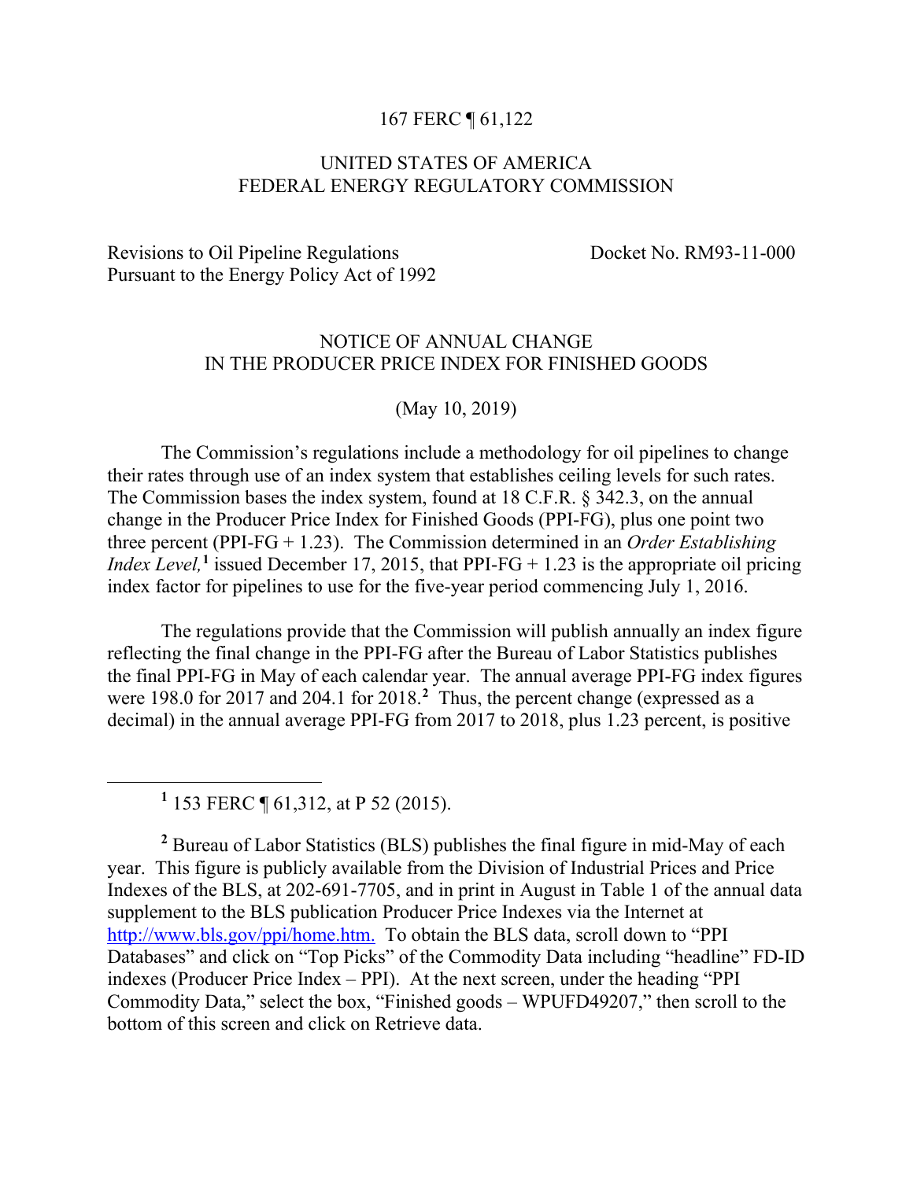167 FERC ¶ 61,122

UNITED STATES OF AMERICA
FEDERAL ENERGY REGULATORY COMMISSION

Revisions to Oil Pipeline Regulations Pursuant to the Energy Policy Act of 1992 — Docket No. RM93-11-000

NOTICE OF ANNUAL CHANGE
IN THE PRODUCER PRICE INDEX FOR FINISHED GOODS

(May 10, 2019)

The Commission's regulations include a methodology for oil pipelines to change their rates through use of an index system that establishes ceiling levels for such rates. The Commission bases the index system, found at 18 C.F.R. § 342.3, on the annual change in the Producer Price Index for Finished Goods (PPI-FG), plus one point two three percent (PPI-FG + 1.23). The Commission determined in an *Order Establishing Index Level,*[1] issued December 17, 2015, that PPI-FG + 1.23 is the appropriate oil pricing index factor for pipelines to use for the five-year period commencing July 1, 2016.

The regulations provide that the Commission will publish annually an index figure reflecting the final change in the PPI-FG after the Bureau of Labor Statistics publishes the final PPI-FG in May of each calendar year. The annual average PPI-FG index figures were 198.0 for 2017 and 204.1 for 2018.[2] Thus, the percent change (expressed as a decimal) in the annual average PPI-FG from 2017 to 2018, plus 1.23 percent, is positive

---

[1] 153 FERC ¶ 61,312, at P 52 (2015).

[2] Bureau of Labor Statistics (BLS) publishes the final figure in mid-May of each year. This figure is publicly available from the Division of Industrial Prices and Price Indexes of the BLS, at 202-691-7705, and in print in August in Table 1 of the annual data supplement to the BLS publication Producer Price Indexes via the Internet at http://www.bls.gov/ppi/home.htm. To obtain the BLS data, scroll down to "PPI Databases" and click on "Top Picks" of the Commodity Data including "headline" FD-ID indexes (Producer Price Index – PPI). At the next screen, under the heading "PPI Commodity Data," select the box, "Finished goods – WPUFD49207," then scroll to the bottom of this screen and click on Retrieve data.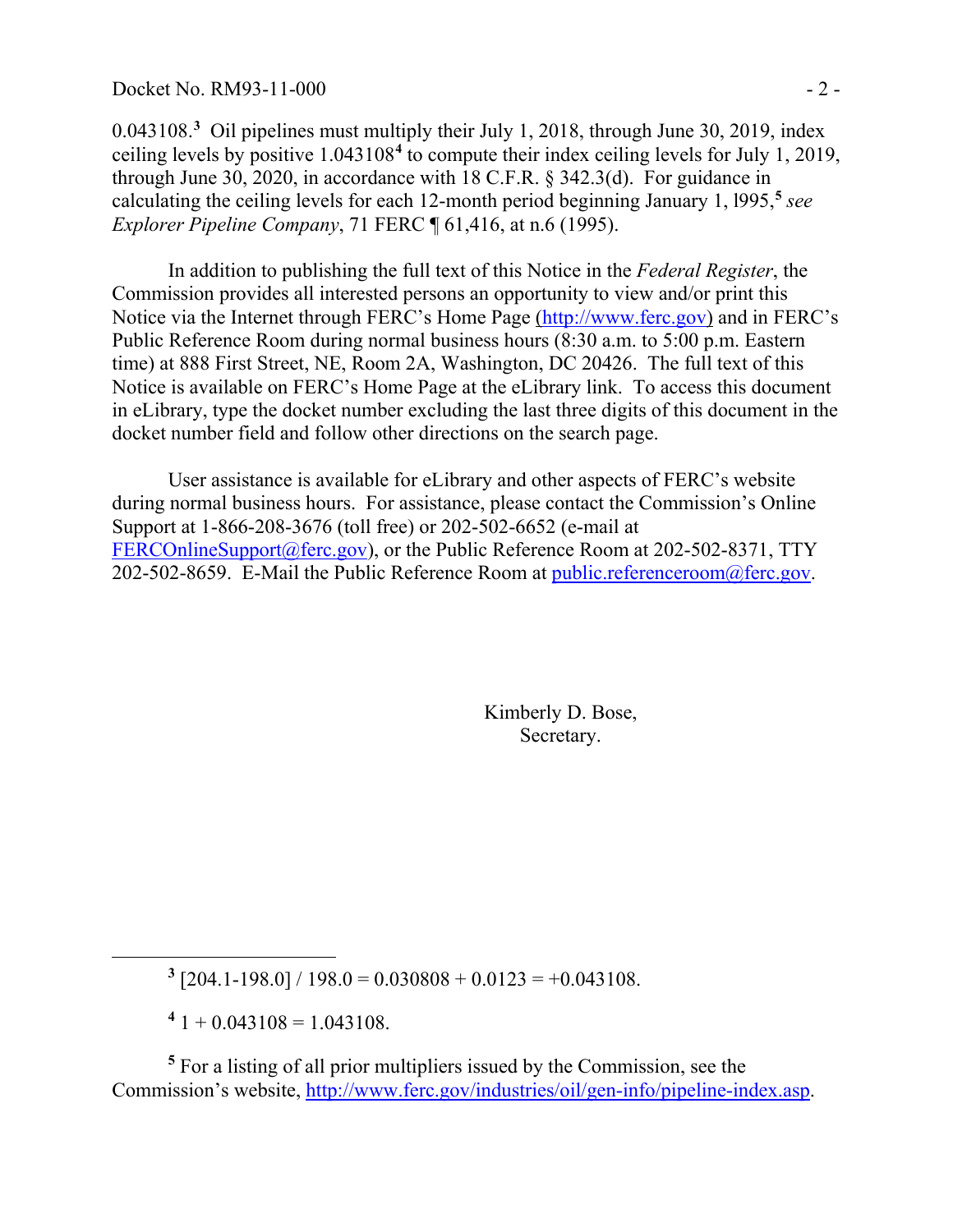0.043108.[3] Oil pipelines must multiply their July 1, 2018, through June 30, 2019, index ceiling levels by positive 1.043108[4] to compute their index ceiling levels for July 1, 2019, through June 30, 2020, in accordance with 18 C.F.R. § 342.3(d). For guidance in calculating the ceiling levels for each 12-month period beginning January 1, l995,[5] *see Explorer Pipeline Company*, 71 FERC ¶ 61,416, at n.6 (1995).

In addition to publishing the full text of this Notice in the *Federal Register*, the Commission provides all interested persons an opportunity to view and/or print this Notice via the Internet through FERC's Home Page (http://www.ferc.gov) and in FERC's Public Reference Room during normal business hours (8:30 a.m. to 5:00 p.m. Eastern time) at 888 First Street, NE, Room 2A, Washington, DC 20426. The full text of this Notice is available on FERC's Home Page at the eLibrary link. To access this document in eLibrary, type the docket number excluding the last three digits of this document in the docket number field and follow other directions on the search page.

User assistance is available for eLibrary and other aspects of FERC's website during normal business hours. For assistance, please contact the Commission's Online Support at 1-866-208-3676 (toll free) or 202-502-6652 (e-mail at FERCOnlineSupport@ferc.gov), or the Public Reference Room at 202-502-8371, TTY 202-502-8659. E-Mail the Public Reference Room at public.referenceroom@ferc.gov.

Kimberly D. Bose,
Secretary.

---

[3] $[204.1\text{-}198.0] / 198.0 = 0.030808 + 0.0123 = +0.043108$.

[4] $1 + 0.043108 = 1.043108$.

[5] For a listing of all prior multipliers issued by the Commission, see the Commission's website, http://www.ferc.gov/industries/oil/gen-info/pipeline-index.asp.